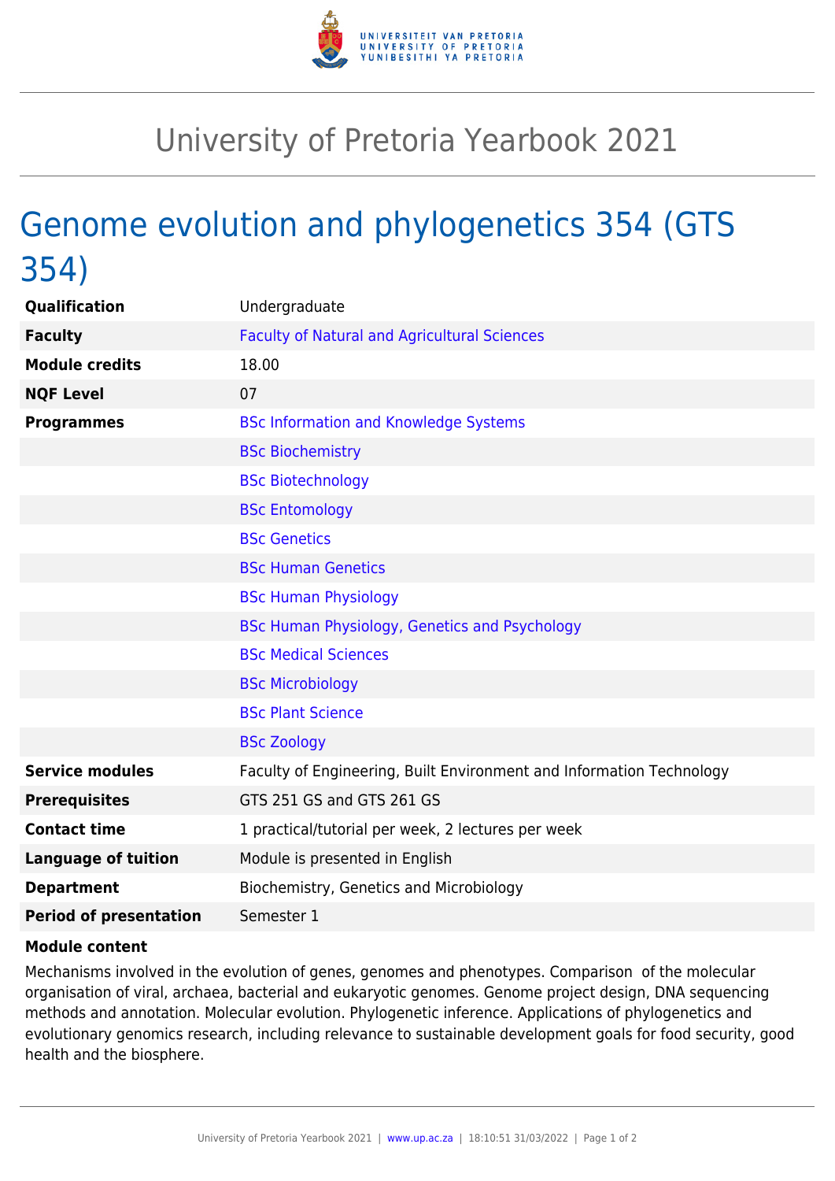# University of Pretoria Yearbook 2021

## Genome evolution and phylogenetics 354 (GTS 354)

| | |
|---|---|
| **Qualification** | Undergraduate |
| **Faculty** | Faculty of Natural and Agricultural Sciences |
| **Module credits** | 18.00 |
| **NQF Level** | 07 |
| **Programmes** | BSc Information and Knowledge Systems |
| | BSc Biochemistry |
| | BSc Biotechnology |
| | BSc Entomology |
| | BSc Genetics |
| | BSc Human Genetics |
| | BSc Human Physiology |
| | BSc Human Physiology, Genetics and Psychology |
| | BSc Medical Sciences |
| | BSc Microbiology |
| | BSc Plant Science |
| | BSc Zoology |
| **Service modules** | Faculty of Engineering, Built Environment and Information Technology |
| **Prerequisites** | GTS 251 GS and GTS 261 GS |
| **Contact time** | 1 practical/tutorial per week, 2 lectures per week |
| **Language of tuition** | Module is presented in English |
| **Department** | Biochemistry, Genetics and Microbiology |
| **Period of presentation** | Semester 1 |

**Module content**

Mechanisms involved in the evolution of genes, genomes and phenotypes. Comparison of the molecular organisation of viral, archaea, bacterial and eukaryotic genomes. Genome project design, DNA sequencing methods and annotation. Molecular evolution. Phylogenetic inference. Applications of phylogenetics and evolutionary genomics research, including relevance to sustainable development goals for food security, good health and the biosphere.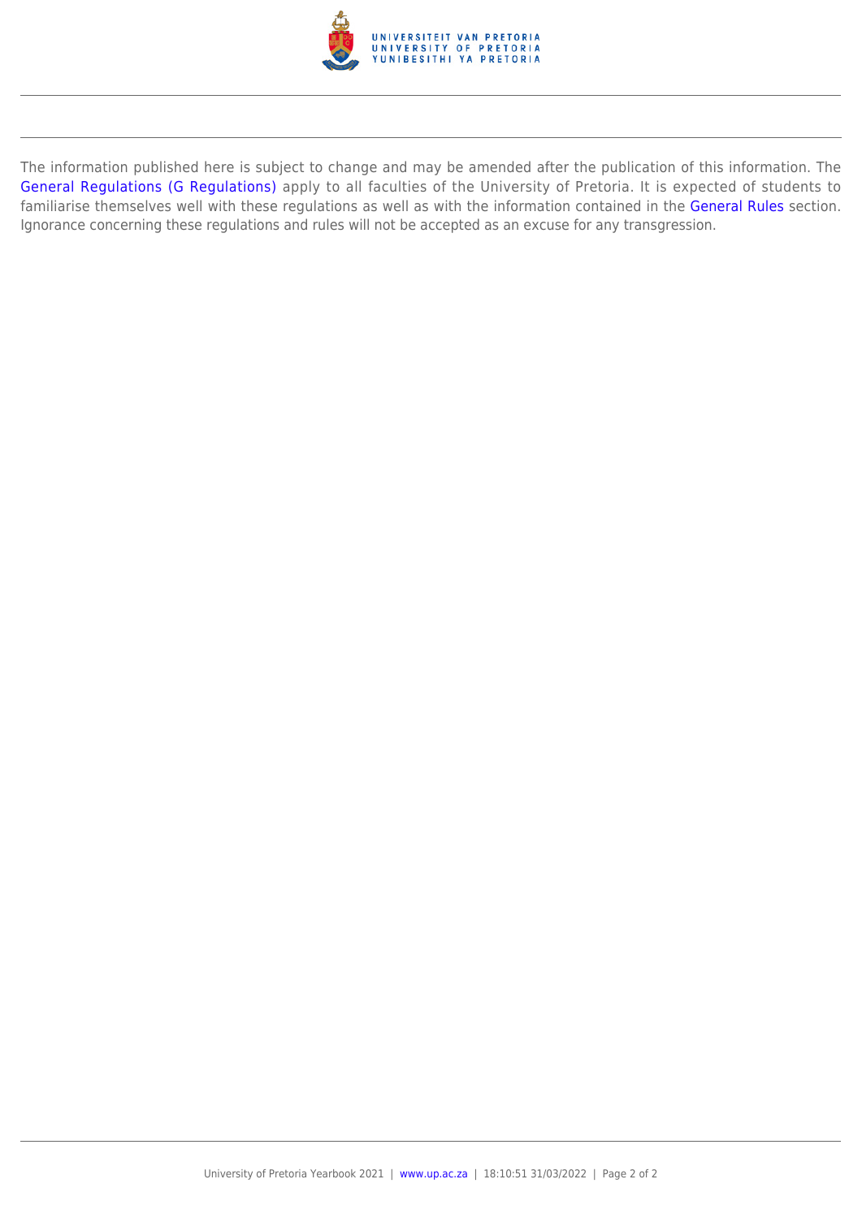The information published here is subject to change and may be amended after the publication of this information. The General Regulations (G Regulations) apply to all faculties of the University of Pretoria. It is expected of students to familiarise themselves well with these regulations as well as with the information contained in the General Rules section. Ignorance concerning these regulations and rules will not be accepted as an excuse for any transgression.